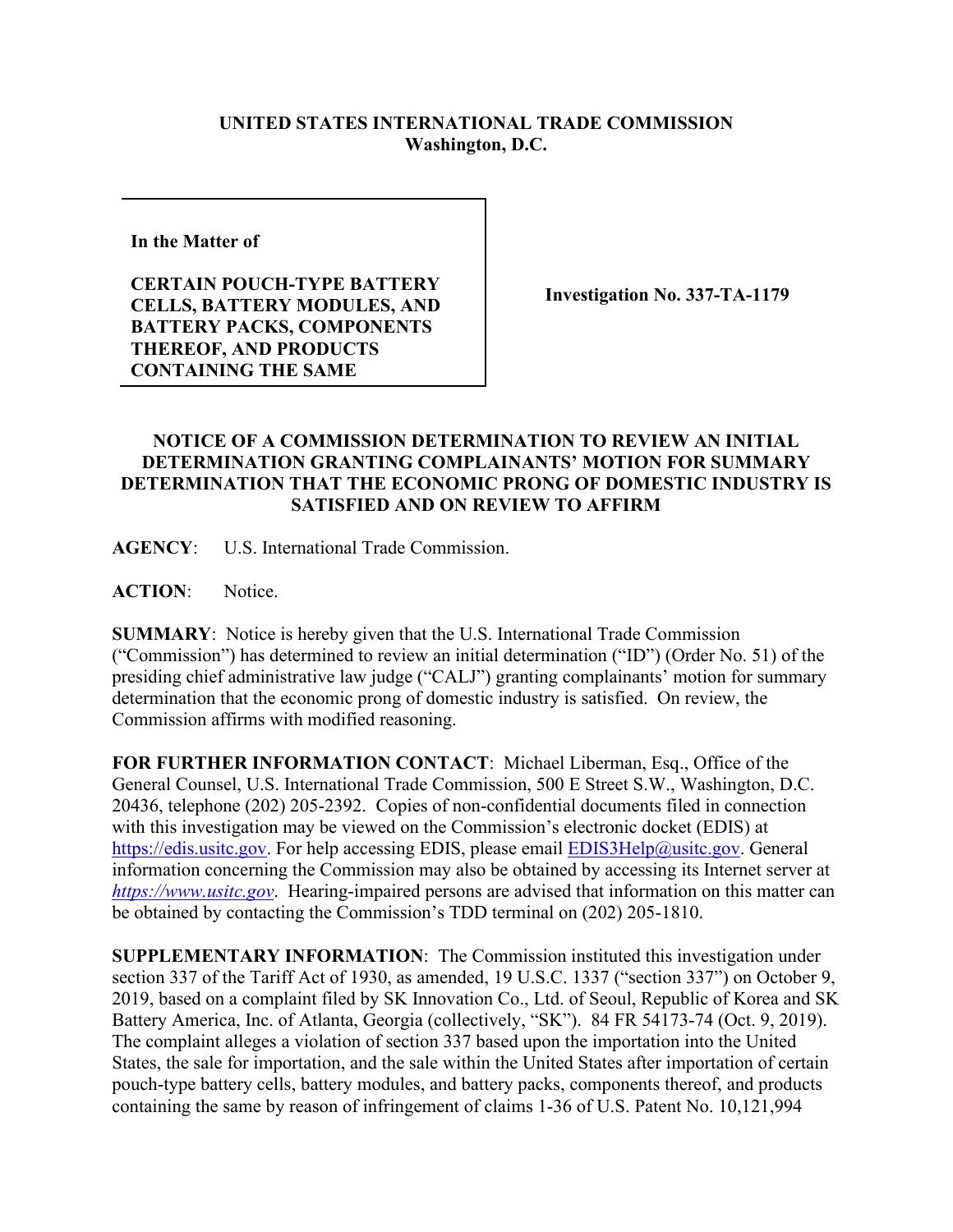**UNITED STATES INTERNATIONAL TRADE COMMISSION**
**Washington, D.C.**

| In the Matter of<br><br>**CERTAIN POUCH-TYPE BATTERY CELLS, BATTERY MODULES, AND BATTERY PACKS, COMPONENTS THEREOF, AND PRODUCTS CONTAINING THE SAME** | **Investigation No. 337-TA-1179** |
|---|---|

**NOTICE OF A COMMISSION DETERMINATION TO REVIEW AN INITIAL DETERMINATION GRANTING COMPLAINANTS' MOTION FOR SUMMARY DETERMINATION THAT THE ECONOMIC PRONG OF DOMESTIC INDUSTRY IS SATISFIED AND ON REVIEW TO AFFIRM**

**AGENCY**: U.S. International Trade Commission.

**ACTION**: Notice.

**SUMMARY**: Notice is hereby given that the U.S. International Trade Commission ("Commission") has determined to review an initial determination ("ID") (Order No. 51) of the presiding chief administrative law judge ("CALJ") granting complainants' motion for summary determination that the economic prong of domestic industry is satisfied. On review, the Commission affirms with modified reasoning.

**FOR FURTHER INFORMATION CONTACT**: Michael Liberman, Esq., Office of the General Counsel, U.S. International Trade Commission, 500 E Street S.W., Washington, D.C. 20436, telephone (202) 205-2392. Copies of non-confidential documents filed in connection with this investigation may be viewed on the Commission's electronic docket (EDIS) at https://edis.usitc.gov. For help accessing EDIS, please email EDIS3Help@usitc.gov. General information concerning the Commission may also be obtained by accessing its Internet server at *https://www.usitc.gov*. Hearing-impaired persons are advised that information on this matter can be obtained by contacting the Commission's TDD terminal on (202) 205-1810.

**SUPPLEMENTARY INFORMATION**: The Commission instituted this investigation under section 337 of the Tariff Act of 1930, as amended, 19 U.S.C. 1337 ("section 337") on October 9, 2019, based on a complaint filed by SK Innovation Co., Ltd. of Seoul, Republic of Korea and SK Battery America, Inc. of Atlanta, Georgia (collectively, "SK"). 84 FR 54173-74 (Oct. 9, 2019). The complaint alleges a violation of section 337 based upon the importation into the United States, the sale for importation, and the sale within the United States after importation of certain pouch-type battery cells, battery modules, and battery packs, components thereof, and products containing the same by reason of infringement of claims 1-36 of U.S. Patent No. 10,121,994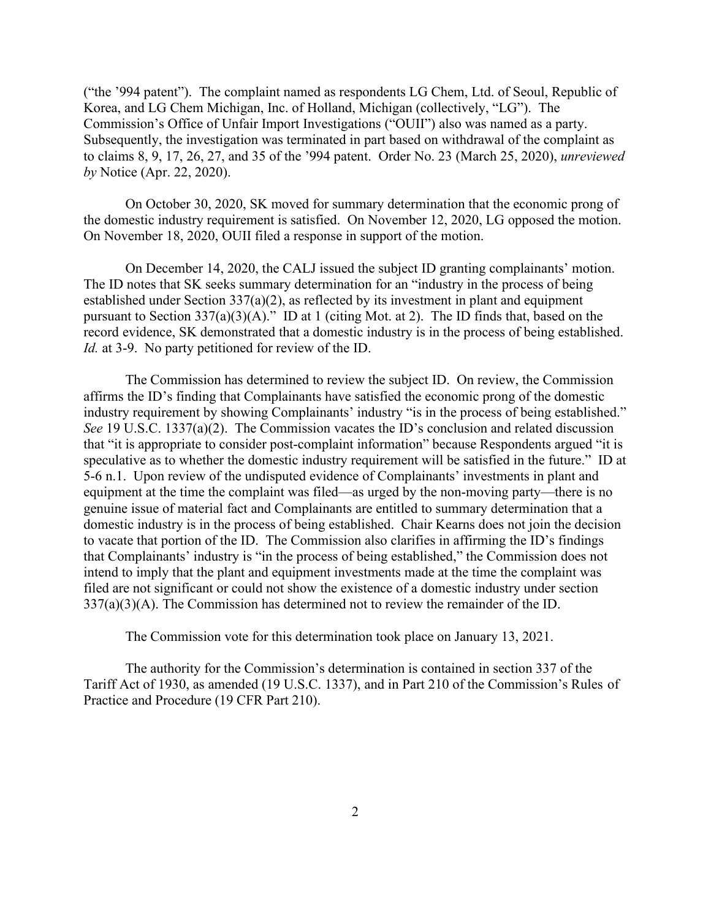("the '994 patent"). The complaint named as respondents LG Chem, Ltd. of Seoul, Republic of Korea, and LG Chem Michigan, Inc. of Holland, Michigan (collectively, "LG"). The Commission's Office of Unfair Import Investigations ("OUII") also was named as a party. Subsequently, the investigation was terminated in part based on withdrawal of the complaint as to claims 8, 9, 17, 26, 27, and 35 of the '994 patent. Order No. 23 (March 25, 2020), *unreviewed by* Notice (Apr. 22, 2020).

On October 30, 2020, SK moved for summary determination that the economic prong of the domestic industry requirement is satisfied. On November 12, 2020, LG opposed the motion. On November 18, 2020, OUII filed a response in support of the motion.

On December 14, 2020, the CALJ issued the subject ID granting complainants' motion. The ID notes that SK seeks summary determination for an "industry in the process of being established under Section 337(a)(2), as reflected by its investment in plant and equipment pursuant to Section 337(a)(3)(A)." ID at 1 (citing Mot. at 2). The ID finds that, based on the record evidence, SK demonstrated that a domestic industry is in the process of being established. *Id.* at 3-9. No party petitioned for review of the ID.

The Commission has determined to review the subject ID. On review, the Commission affirms the ID's finding that Complainants have satisfied the economic prong of the domestic industry requirement by showing Complainants' industry "is in the process of being established." *See* 19 U.S.C. 1337(a)(2). The Commission vacates the ID's conclusion and related discussion that "it is appropriate to consider post-complaint information" because Respondents argued "it is speculative as to whether the domestic industry requirement will be satisfied in the future." ID at 5-6 n.1. Upon review of the undisputed evidence of Complainants' investments in plant and equipment at the time the complaint was filed—as urged by the non-moving party—there is no genuine issue of material fact and Complainants are entitled to summary determination that a domestic industry is in the process of being established. Chair Kearns does not join the decision to vacate that portion of the ID. The Commission also clarifies in affirming the ID's findings that Complainants' industry is "in the process of being established," the Commission does not intend to imply that the plant and equipment investments made at the time the complaint was filed are not significant or could not show the existence of a domestic industry under section 337(a)(3)(A). The Commission has determined not to review the remainder of the ID.

The Commission vote for this determination took place on January 13, 2021.

The authority for the Commission's determination is contained in section 337 of the Tariff Act of 1930, as amended (19 U.S.C. 1337), and in Part 210 of the Commission's Rules of Practice and Procedure (19 CFR Part 210).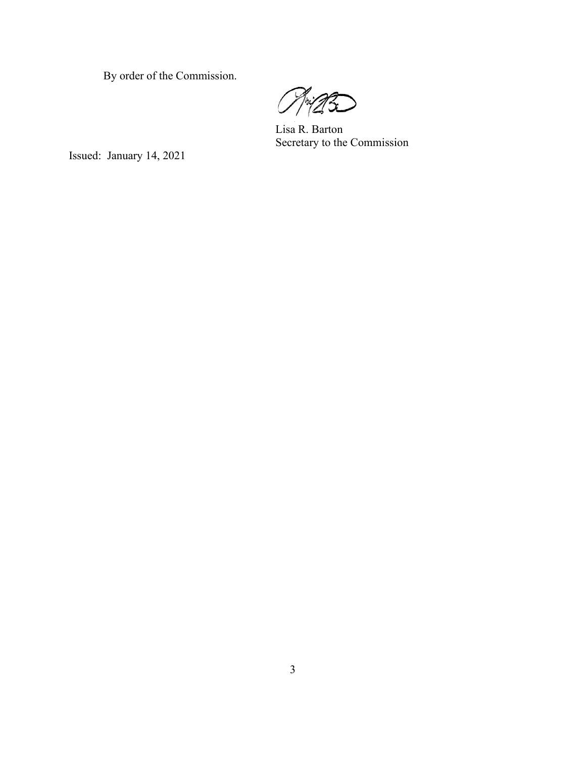By order of the Commission.

Lisa R. Barton
Secretary to the Commission

Issued: January 14, 2021